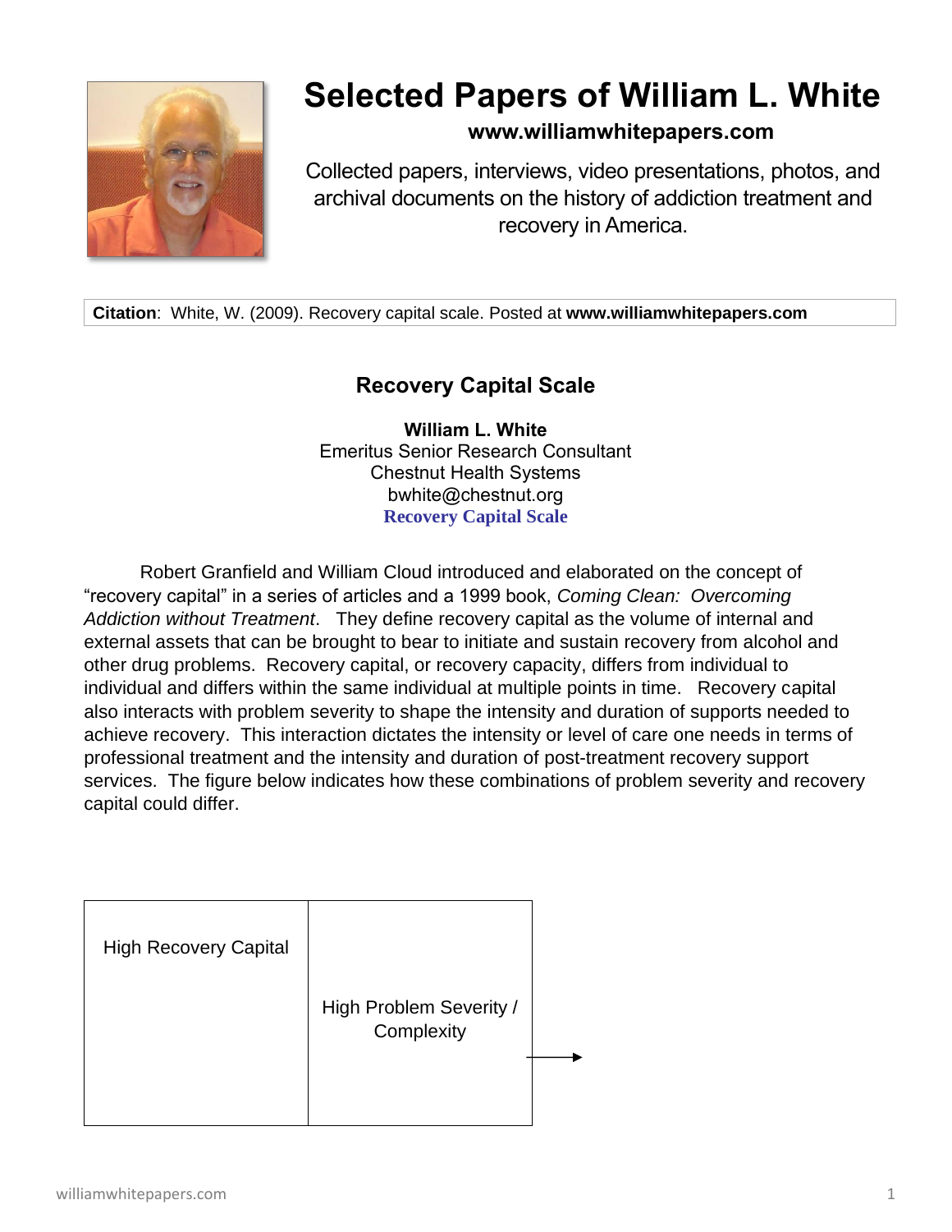# Selected Papers of William L. White

**www.williamwhitepapers.com**

Collected papers, interviews, video presentations, photos, and archival documents on the history of addiction treatment and recovery in America.

**Citation**: White, W. (2009). Recovery capital scale. Posted at **www.williamwhitepapers.com**

## Recovery Capital Scale

**William L. White**
Emeritus Senior Research Consultant
Chestnut Health Systems
bwhite@chestnut.org
**Recovery Capital Scale**

Robert Granfield and William Cloud introduced and elaborated on the concept of "recovery capital" in a series of articles and a 1999 book, *Coming Clean: Overcoming Addiction without Treatment*. They define recovery capital as the volume of internal and external assets that can be brought to bear to initiate and sustain recovery from alcohol and other drug problems. Recovery capital, or recovery capacity, differs from individual to individual and differs within the same individual at multiple points in time. Recovery capital also interacts with problem severity to shape the intensity and duration of supports needed to achieve recovery. This interaction dictates the intensity or level of care one needs in terms of professional treatment and the intensity and duration of post-treatment recovery support services. The figure below indicates how these combinations of problem severity and recovery capital could differ.

| High Recovery Capital | High Problem Severity / Complexity |
|---|---|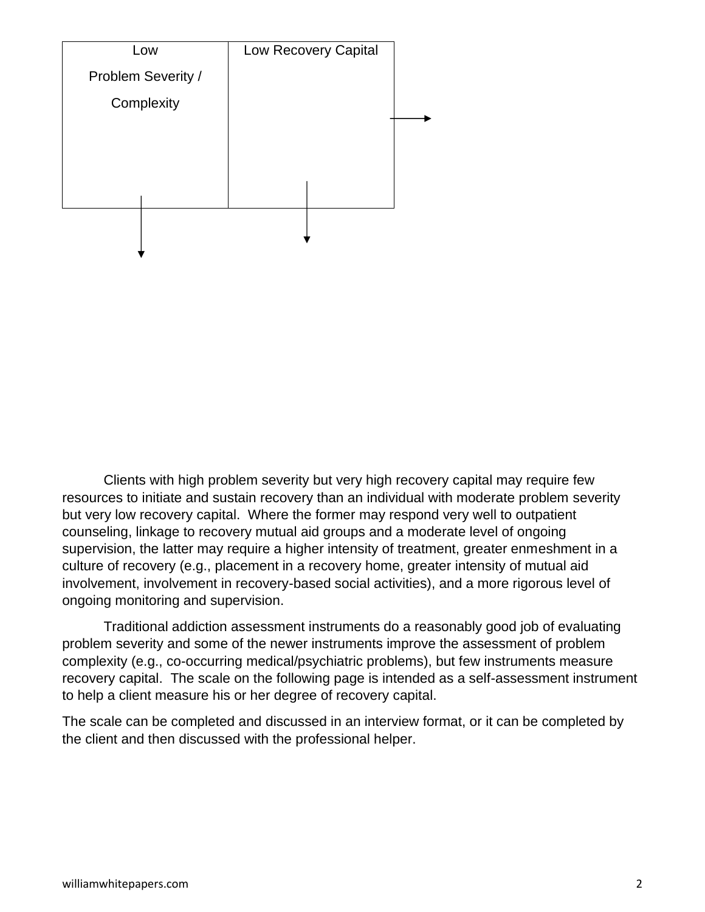| Low Problem Severity / Complexity | Low Recovery Capital |
|---|---|
| | |

Clients with high problem severity but very high recovery capital may require few resources to initiate and sustain recovery than an individual with moderate problem severity but very low recovery capital. Where the former may respond very well to outpatient counseling, linkage to recovery mutual aid groups and a moderate level of ongoing supervision, the latter may require a higher intensity of treatment, greater enmeshment in a culture of recovery (e.g., placement in a recovery home, greater intensity of mutual aid involvement, involvement in recovery-based social activities), and a more rigorous level of ongoing monitoring and supervision.

Traditional addiction assessment instruments do a reasonably good job of evaluating problem severity and some of the newer instruments improve the assessment of problem complexity (e.g., co-occurring medical/psychiatric problems), but few instruments measure recovery capital. The scale on the following page is intended as a self-assessment instrument to help a client measure his or her degree of recovery capital.

The scale can be completed and discussed in an interview format, or it can be completed by the client and then discussed with the professional helper.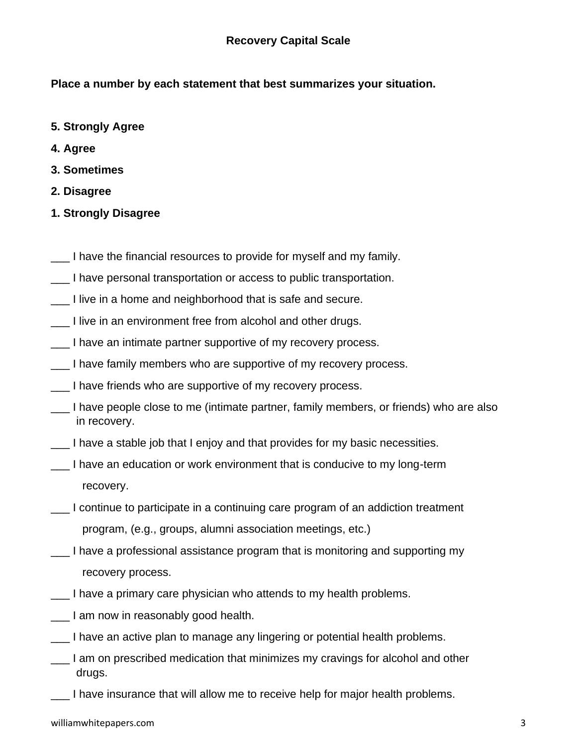## Recovery Capital Scale

**Place a number by each statement that best summarizes your situation.**

**5. Strongly Agree**

**4. Agree**

**3. Sometimes**

**2. Disagree**

**1. Strongly Disagree**

___ I have the financial resources to provide for myself and my family.

___ I have personal transportation or access to public transportation.

___ I live in a home and neighborhood that is safe and secure.

___ I live in an environment free from alcohol and other drugs.

___ I have an intimate partner supportive of my recovery process.

___ I have family members who are supportive of my recovery process.

___ I have friends who are supportive of my recovery process.

___ I have people close to me (intimate partner, family members, or friends) who are also in recovery.

___ I have a stable job that I enjoy and that provides for my basic necessities.

___ I have an education or work environment that is conducive to my long-term recovery.

___ I continue to participate in a continuing care program of an addiction treatment program, (e.g., groups, alumni association meetings, etc.)

___ I have a professional assistance program that is monitoring and supporting my recovery process.

___ I have a primary care physician who attends to my health problems.

___ I am now in reasonably good health.

___ I have an active plan to manage any lingering or potential health problems.

___ I am on prescribed medication that minimizes my cravings for alcohol and other drugs.

___ I have insurance that will allow me to receive help for major health problems.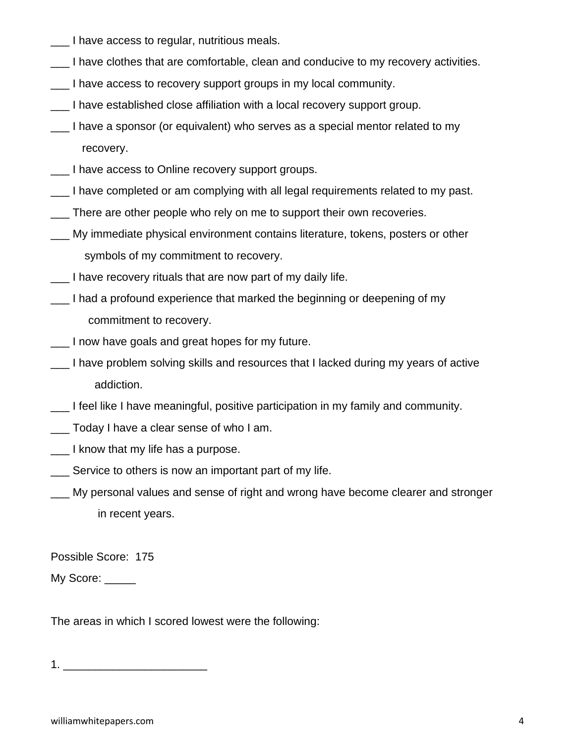___ I have access to regular, nutritious meals.

___ I have clothes that are comfortable, clean and conducive to my recovery activities.

___ I have access to recovery support groups in my local community.

___ I have established close affiliation with a local recovery support group.

___ I have a sponsor (or equivalent) who serves as a special mentor related to my recovery.

___ I have access to Online recovery support groups.

___ I have completed or am complying with all legal requirements related to my past.

___ There are other people who rely on me to support their own recoveries.

___ My immediate physical environment contains literature, tokens, posters or other symbols of my commitment to recovery.

___ I have recovery rituals that are now part of my daily life.

___ I had a profound experience that marked the beginning or deepening of my commitment to recovery.

___ I now have goals and great hopes for my future.

___ I have problem solving skills and resources that I lacked during my years of active addiction.

___ I feel like I have meaningful, positive participation in my family and community.

___ Today I have a clear sense of who I am.

___ I know that my life has a purpose.

___ Service to others is now an important part of my life.

___ My personal values and sense of right and wrong have become clearer and stronger in recent years.

Possible Score: 175

My Score: _____

The areas in which I scored lowest were the following:

1. _______________________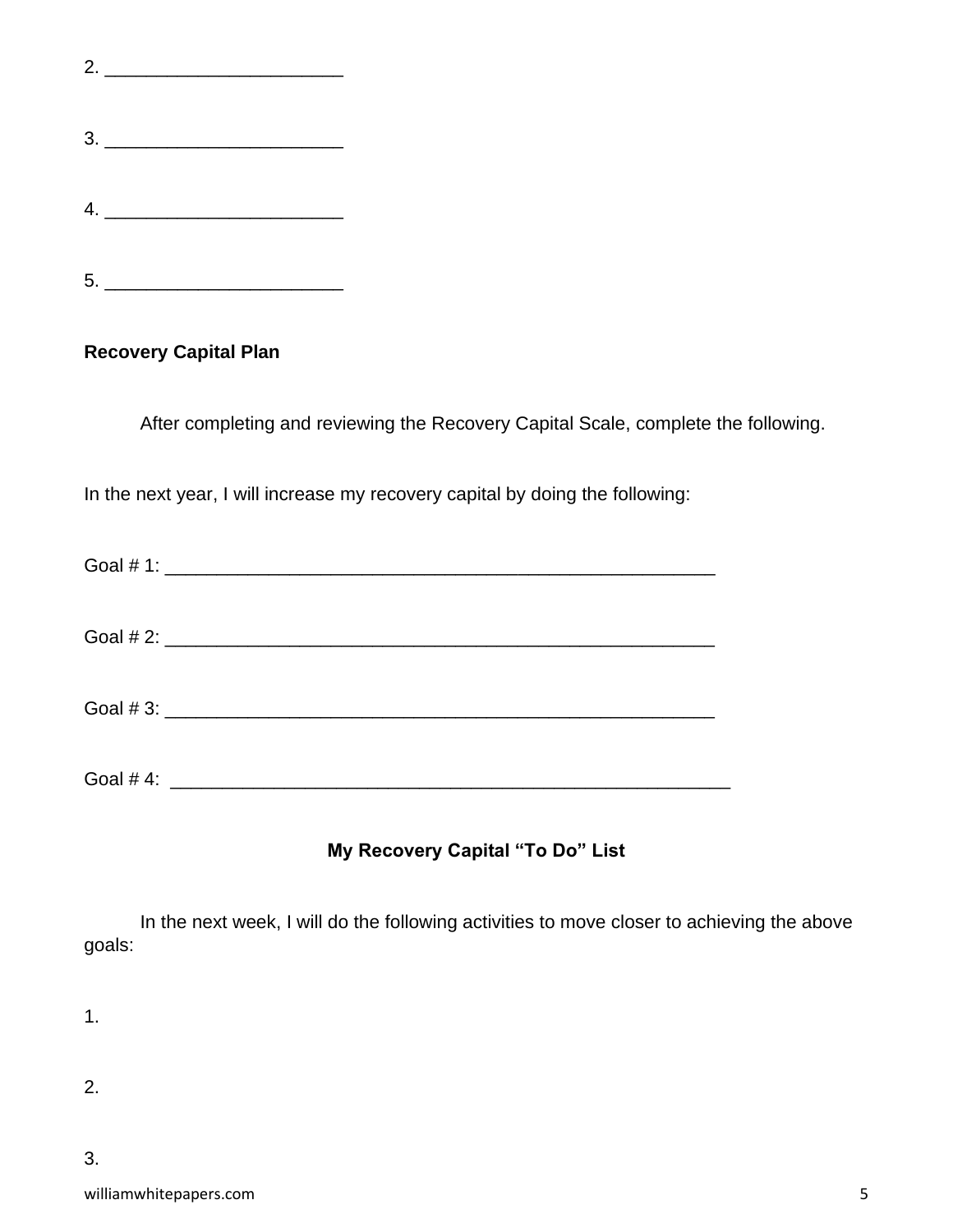2. _______________________

3. _______________________

4. _______________________

5. _______________________

**Recovery Capital Plan**

After completing and reviewing the Recovery Capital Scale, complete the following.

In the next year, I will increase my recovery capital by doing the following:

Goal # 1: _______________________________________________________

Goal # 2: _______________________________________________________

Goal # 3: _______________________________________________________

Goal # 4: _______________________________________________________

**My Recovery Capital "To Do" List**

In the next week, I will do the following activities to move closer to achieving the above goals:

1.

2.

3.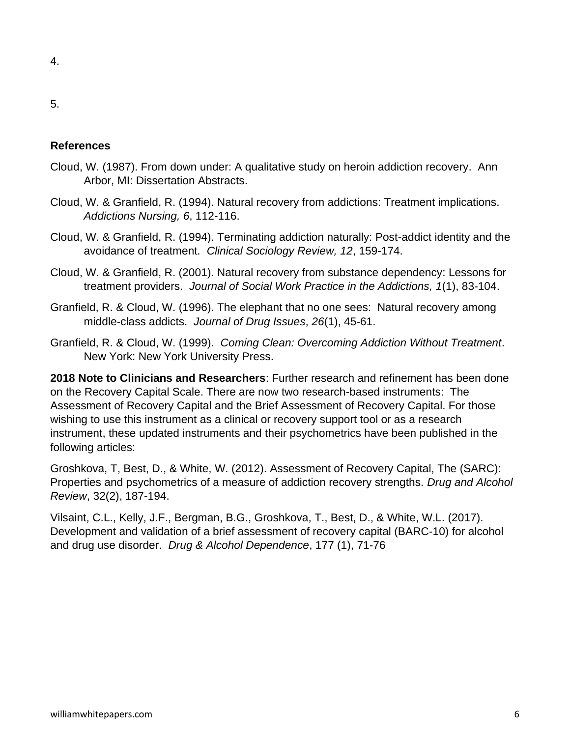4.

5.

**References**

Cloud, W. (1987). From down under: A qualitative study on heroin addiction recovery. Ann Arbor, MI: Dissertation Abstracts.

Cloud, W. & Granfield, R. (1994). Natural recovery from addictions: Treatment implications. *Addictions Nursing, 6*, 112-116.

Cloud, W. & Granfield, R. (1994). Terminating addiction naturally: Post-addict identity and the avoidance of treatment. *Clinical Sociology Review, 12*, 159-174.

Cloud, W. & Granfield, R. (2001). Natural recovery from substance dependency: Lessons for treatment providers. *Journal of Social Work Practice in the Addictions, 1*(1), 83-104.

Granfield, R. & Cloud, W. (1996). The elephant that no one sees: Natural recovery among middle-class addicts. *Journal of Drug Issues*, *26*(1), 45-61.

Granfield, R. & Cloud, W. (1999). *Coming Clean: Overcoming Addiction Without Treatment*. New York: New York University Press.

**2018 Note to Clinicians and Researchers**: Further research and refinement has been done on the Recovery Capital Scale. There are now two research-based instruments: The Assessment of Recovery Capital and the Brief Assessment of Recovery Capital. For those wishing to use this instrument as a clinical or recovery support tool or as a research instrument, these updated instruments and their psychometrics have been published in the following articles:

Groshkova, T, Best, D., & White, W. (2012). Assessment of Recovery Capital, The (SARC): Properties and psychometrics of a measure of addiction recovery strengths. *Drug and Alcohol Review*, 32(2), 187-194.

Vilsaint, C.L., Kelly, J.F., Bergman, B.G., Groshkova, T., Best, D., & White, W.L. (2017). Development and validation of a brief assessment of recovery capital (BARC-10) for alcohol and drug use disorder. *Drug & Alcohol Dependence*, 177 (1), 71-76